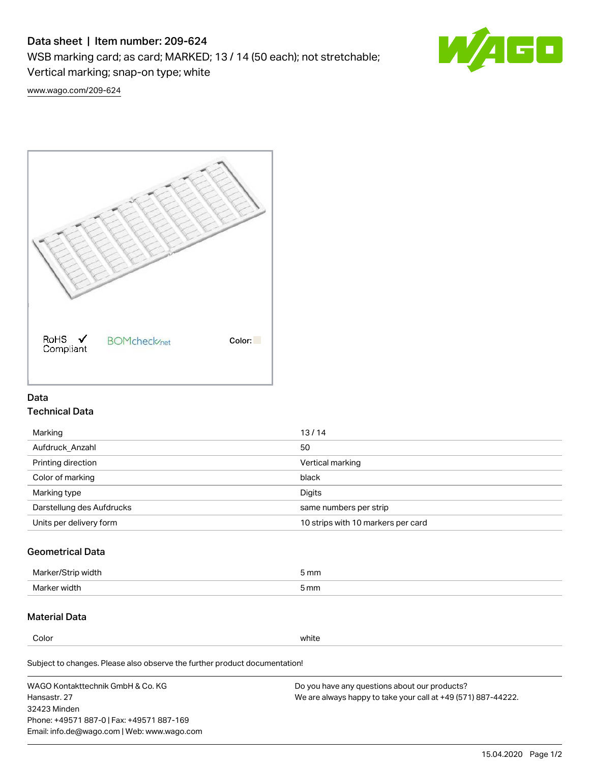# Data sheet | Item number: 209-624

WSB marking card; as card; MARKED; 13 / 14 (50 each); not stretchable; Vertical marking; snap-on type; white

www.wago.com/209-624

RoHS Compliant ✓ BOMcheck.net Color:

## Data

### Technical Data

| | |
|---|---|
| Marking | 13 / 14 |
| Aufdruck_Anzahl | 50 |
| Printing direction | Vertical marking |
| Color of marking | black |
| Marking type | Digits |
| Darstellung des Aufdrucks | same numbers per strip |
| Units per delivery form | 10 strips with 10 markers per card |

### Geometrical Data

| | |
|---|---|
| Marker/Strip width | 5 mm |
| Marker width | 5 mm |

### Material Data

| | |
|---|---|
| Color | white |

Subject to changes. Please also observe the further product documentation!

WAGO Kontakttechnik GmbH & Co. KG
Hansastr. 27
32423 Minden
Phone: +49571 887-0 | Fax: +49571 887-169
Email: info.de@wago.com | Web: www.wago.com

Do you have any questions about our products?
We are always happy to take your call at +49 (571) 887-44222.

15.04.2020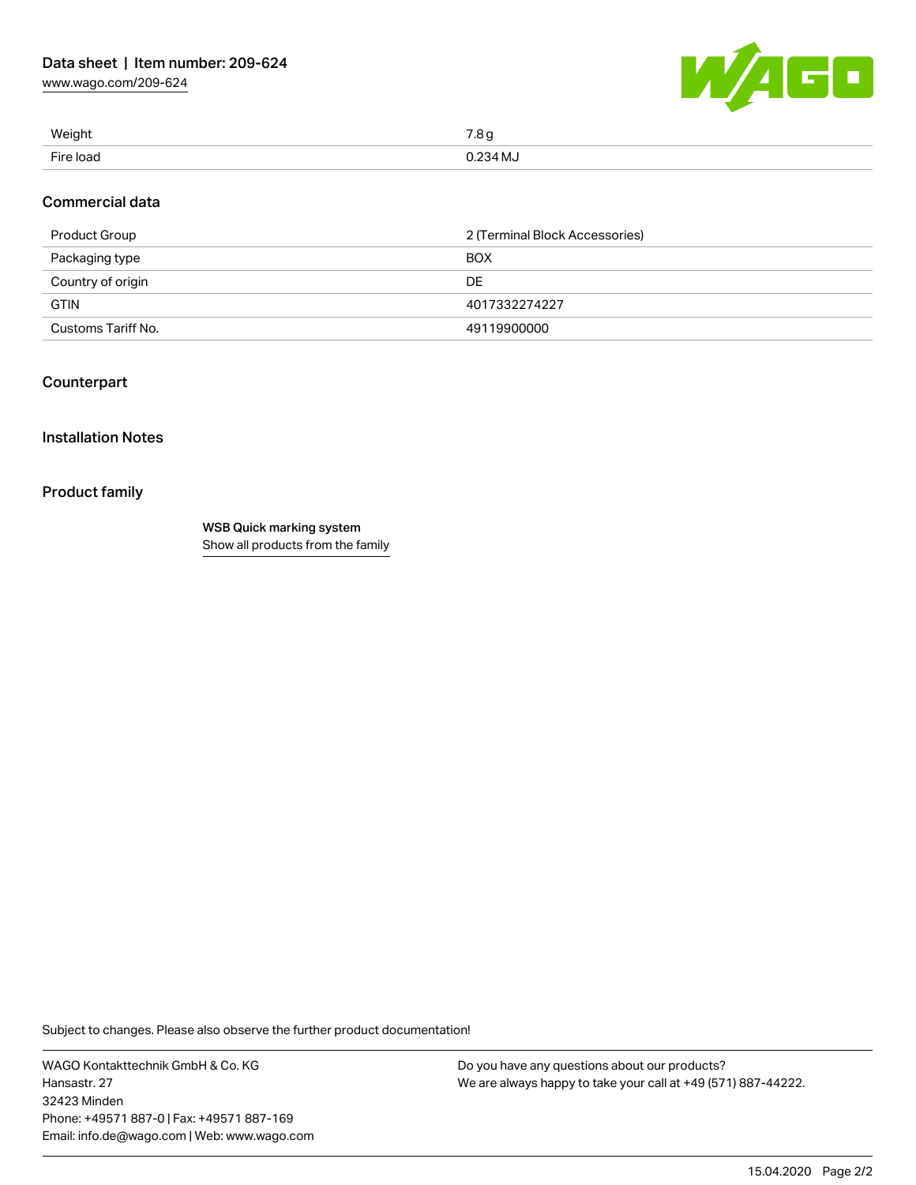| | |
|---|---|
| Weight | 7.8 g |
| Fire load | 0.234 MJ |

## Commercial data

| | |
|---|---|
| Product Group | 2 (Terminal Block Accessories) |
| Packaging type | BOX |
| Country of origin | DE |
| GTIN | 4017332274227 |
| Customs Tariff No. | 49119900000 |

## Counterpart

## Installation Notes

## Product family

**WSB Quick marking system**
Show all products from the family

Subject to changes. Please also observe the further product documentation!

WAGO Kontakttechnik GmbH & Co. KG
Hansastr. 27
32423 Minden
Phone: +49571 887-0 | Fax: +49571 887-169
Email: info.de@wago.com | Web: www.wago.com

Do you have any questions about our products?
We are always happy to take your call at +49 (571) 887-44222.

15.04.2020